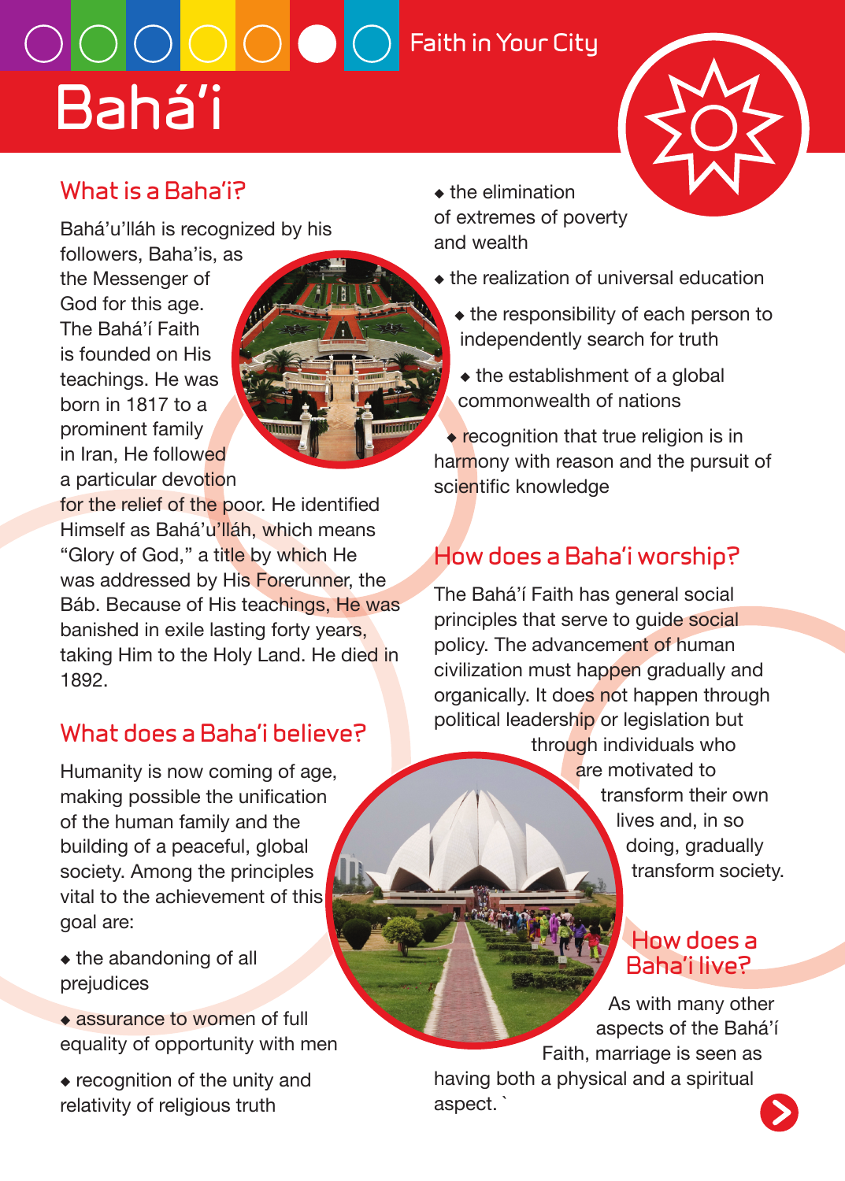Faith in Your City

# Bahá'í

## What is a Baha'i?

Bahá'u'lláh is recognized by his followers, Baha'is, as the Messenger of God for this age. The Bahá'í Faith is founded on His teachings. He was born in 1817 to a prominent family in Iran, He followed a particular devotion for the relief of the poor. He identified Himself as Bahá'u'lláh, which means "Glory of God," a title by which He was addressed by His Forerunner, the Báb. Because of His teachings, He was banished in exile lasting forty years, taking Him to the Holy Land. He died in 1892.

## What does a Baha'i believe?

Humanity is now coming of age, making possible the unification of the human family and the building of a peaceful, global society. Among the principles vital to the achievement of this goal are:

- the abandoning of all prejudices
- assurance to women of full equality of opportunity with men
- recognition of the unity and relativity of religious truth
- the elimination of extremes of poverty and wealth
- the realization of universal education
- the responsibility of each person to independently search for truth
- the establishment of a global commonwealth of nations
- recognition that true religion is in harmony with reason and the pursuit of scientific knowledge

## How does a Baha'i worship?

The Bahá'í Faith has general social principles that serve to guide social policy. The advancement of human civilization must happen gradually and organically. It does not happen through political leadership or legislation but through individuals who are motivated to transform their own lives and, in so doing, gradually transform society.

## How does a Baha'i live?

As with many other aspects of the Bahá'í Faith, marriage is seen as having both a physical and a spiritual aspect. `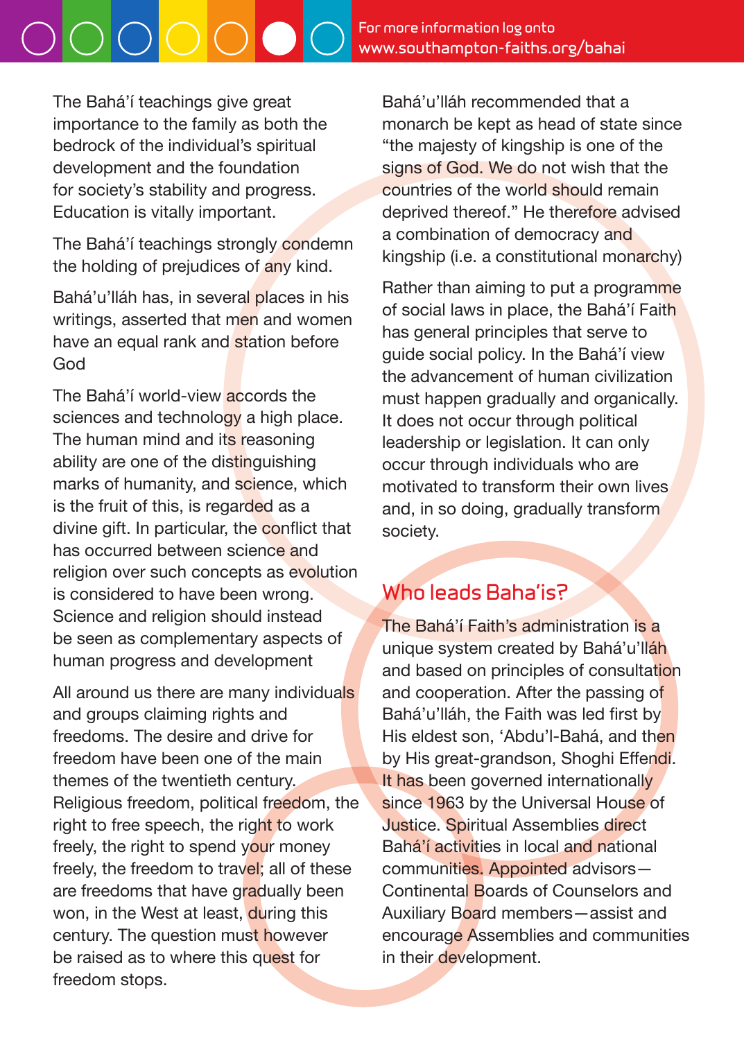The Bahá'í teachings give great importance to the family as both the bedrock of the individual's spiritual development and the foundation for society's stability and progress. Education is vitally important.

The Bahá'í teachings strongly condemn the holding of prejudices of any kind.

Bahá'u'lláh has, in several places in his writings, asserted that men and women have an equal rank and station before God

The Bahá'í world-view accords the sciences and technology a high place. The human mind and its reasoning ability are one of the distinguishing marks of humanity, and science, which is the fruit of this, is regarded as a divine gift. In particular, the conflict that has occurred between science and religion over such concepts as evolution is considered to have been wrong. Science and religion should instead be seen as complementary aspects of human progress and development

All around us there are many individuals and groups claiming rights and freedoms. The desire and drive for freedom have been one of the main themes of the twentieth century. Religious freedom, political freedom, the right to free speech, the right to work freely, the right to spend your money freely, the freedom to travel; all of these are freedoms that have gradually been won, in the West at least, during this century. The question must however be raised as to where this quest for freedom stops.

Bahá'u'lláh recommended that a monarch be kept as head of state since "the majesty of kingship is one of the signs of God. We do not wish that the countries of the world should remain deprived thereof." He therefore advised a combination of democracy and kingship (i.e. a constitutional monarchy)

Rather than aiming to put a programme of social laws in place, the Bahá'í Faith has general principles that serve to guide social policy. In the Bahá'í view the advancement of human civilization must happen gradually and organically. It does not occur through political leadership or legislation. It can only occur through individuals who are motivated to transform their own lives and, in so doing, gradually transform society.

## Who leads Baha'is?

The Bahá'í Faith's administration is a unique system created by Bahá'u'lláh and based on principles of consultation and cooperation. After the passing of Bahá'u'lláh, the Faith was led first by His eldest son, 'Abdu'l-Bahá, and then by His great-grandson, Shoghi Effendi. It has been governed internationally since 1963 by the Universal House of Justice. Spiritual Assemblies direct Bahá'í activities in local and national communities. Appointed advisors—Continental Boards of Counselors and Auxiliary Board members—assist and encourage Assemblies and communities in their development.